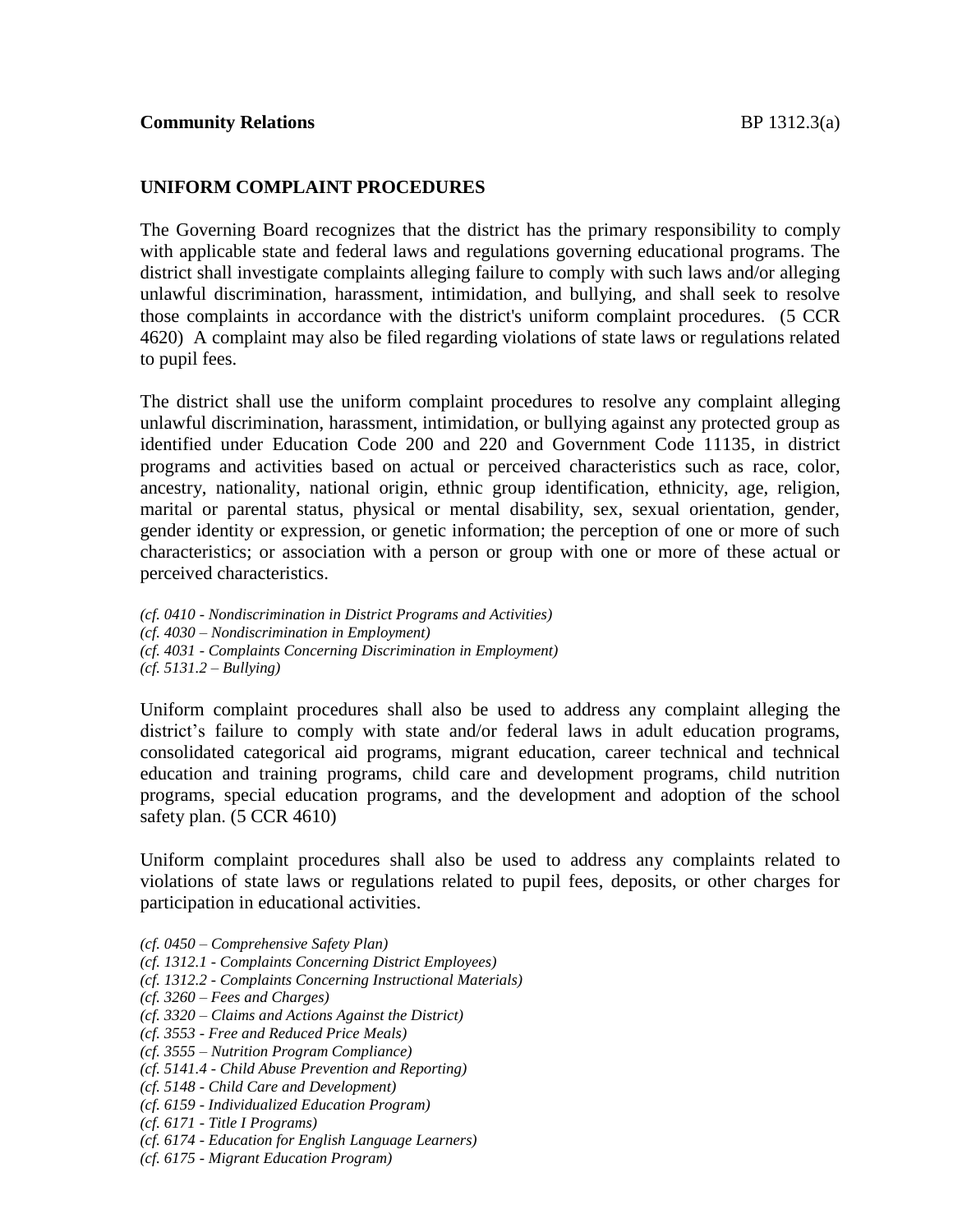**Community Relations** BP 1312.3(a)

## UNIFORM COMPLAINT PROCEDURES

The Governing Board recognizes that the district has the primary responsibility to comply with applicable state and federal laws and regulations governing educational programs. The district shall investigate complaints alleging failure to comply with such laws and/or alleging unlawful discrimination, harassment, intimidation, and bullying, and shall seek to resolve those complaints in accordance with the district's uniform complaint procedures. (5 CCR 4620) A complaint may also be filed regarding violations of state laws or regulations related to pupil fees.

The district shall use the uniform complaint procedures to resolve any complaint alleging unlawful discrimination, harassment, intimidation, or bullying against any protected group as identified under Education Code 200 and 220 and Government Code 11135, in district programs and activities based on actual or perceived characteristics such as race, color, ancestry, nationality, national origin, ethnic group identification, ethnicity, age, religion, marital or parental status, physical or mental disability, sex, sexual orientation, gender, gender identity or expression, or genetic information; the perception of one or more of such characteristics; or association with a person or group with one or more of these actual or perceived characteristics.

*(cf. 0410 - Nondiscrimination in District Programs and Activities)*
*(cf. 4030 – Nondiscrimination in Employment)*
*(cf. 4031 - Complaints Concerning Discrimination in Employment)*
*(cf. 5131.2 – Bullying)*

Uniform complaint procedures shall also be used to address any complaint alleging the district's failure to comply with state and/or federal laws in adult education programs, consolidated categorical aid programs, migrant education, career technical and technical education and training programs, child care and development programs, child nutrition programs, special education programs, and the development and adoption of the school safety plan. (5 CCR 4610)

Uniform complaint procedures shall also be used to address any complaints related to violations of state laws or regulations related to pupil fees, deposits, or other charges for participation in educational activities.

*(cf. 0450 – Comprehensive Safety Plan)*
*(cf. 1312.1 - Complaints Concerning District Employees)*
*(cf. 1312.2 - Complaints Concerning Instructional Materials)*
*(cf. 3260 – Fees and Charges)*
*(cf. 3320 – Claims and Actions Against the District)*
*(cf. 3553 - Free and Reduced Price Meals)*
*(cf. 3555 – Nutrition Program Compliance)*
*(cf. 5141.4 - Child Abuse Prevention and Reporting)*
*(cf. 5148 - Child Care and Development)*
*(cf. 6159 - Individualized Education Program)*
*(cf. 6171 - Title I Programs)*
*(cf. 6174 - Education for English Language Learners)*
*(cf. 6175 - Migrant Education Program)*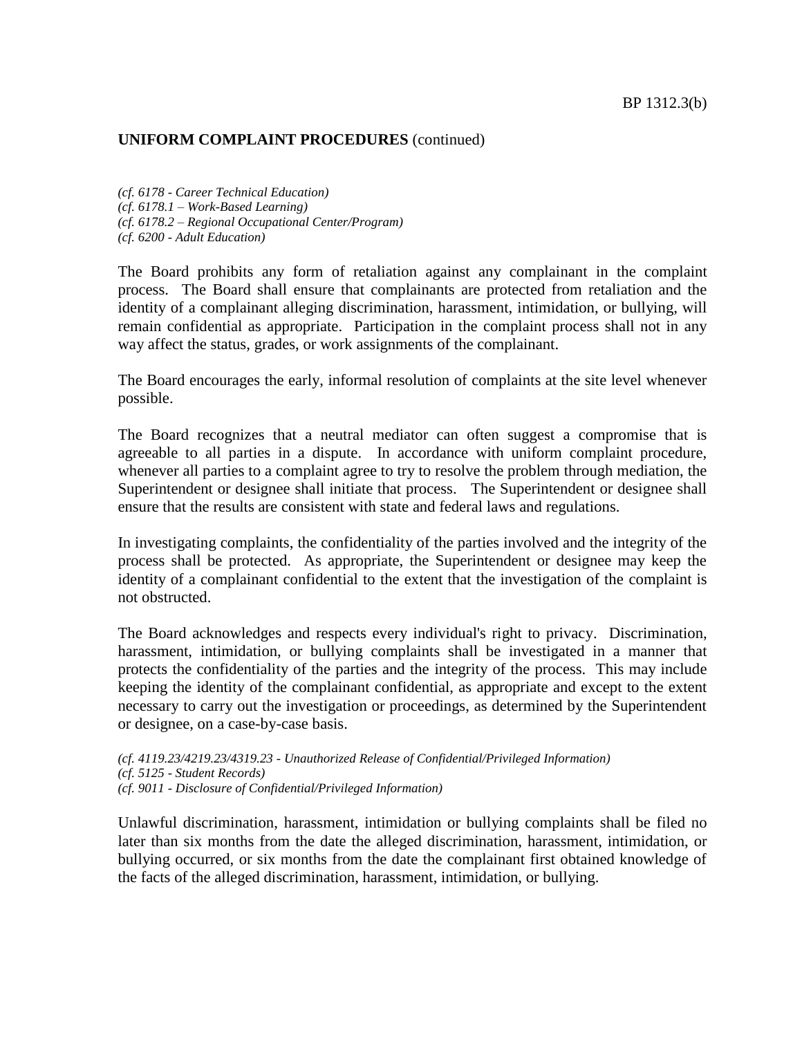*(cf. 6178 - Career Technical Education)*
*(cf. 6178.1 – Work-Based Learning)*
*(cf. 6178.2 – Regional Occupational Center/Program)*
*(cf. 6200 - Adult Education)*

The Board prohibits any form of retaliation against any complainant in the complaint process. The Board shall ensure that complainants are protected from retaliation and the identity of a complainant alleging discrimination, harassment, intimidation, or bullying, will remain confidential as appropriate. Participation in the complaint process shall not in any way affect the status, grades, or work assignments of the complainant.

The Board encourages the early, informal resolution of complaints at the site level whenever possible.

The Board recognizes that a neutral mediator can often suggest a compromise that is agreeable to all parties in a dispute. In accordance with uniform complaint procedure, whenever all parties to a complaint agree to try to resolve the problem through mediation, the Superintendent or designee shall initiate that process. The Superintendent or designee shall ensure that the results are consistent with state and federal laws and regulations.

In investigating complaints, the confidentiality of the parties involved and the integrity of the process shall be protected. As appropriate, the Superintendent or designee may keep the identity of a complainant confidential to the extent that the investigation of the complaint is not obstructed.

The Board acknowledges and respects every individual's right to privacy. Discrimination, harassment, intimidation, or bullying complaints shall be investigated in a manner that protects the confidentiality of the parties and the integrity of the process. This may include keeping the identity of the complainant confidential, as appropriate and except to the extent necessary to carry out the investigation or proceedings, as determined by the Superintendent or designee, on a case-by-case basis.

*(cf. 4119.23/4219.23/4319.23 - Unauthorized Release of Confidential/Privileged Information)*
*(cf. 5125 - Student Records)*
*(cf. 9011 - Disclosure of Confidential/Privileged Information)*

Unlawful discrimination, harassment, intimidation or bullying complaints shall be filed no later than six months from the date the alleged discrimination, harassment, intimidation, or bullying occurred, or six months from the date the complainant first obtained knowledge of the facts of the alleged discrimination, harassment, intimidation, or bullying.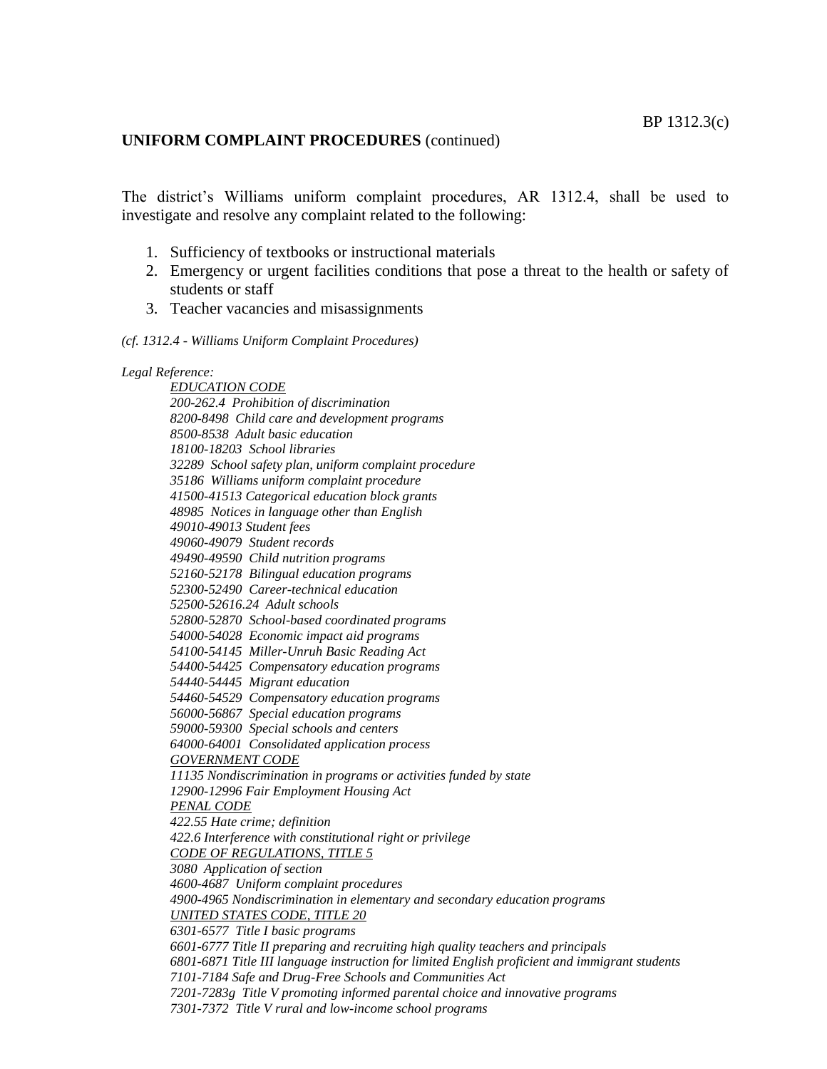**UNIFORM COMPLAINT PROCEDURES** (continued)

The district's Williams uniform complaint procedures, AR 1312.4, shall be used to investigate and resolve any complaint related to the following:

1. Sufficiency of textbooks or instructional materials
2. Emergency or urgent facilities conditions that pose a threat to the health or safety of students or staff
3. Teacher vacancies and misassignments

*(cf. 1312.4 - Williams Uniform Complaint Procedures)*

*Legal Reference:*

*EDUCATION CODE*
*200-262.4 Prohibition of discrimination*
*8200-8498 Child care and development programs*
*8500-8538 Adult basic education*
*18100-18203 School libraries*
*32289 School safety plan, uniform complaint procedure*
*35186 Williams uniform complaint procedure*
*41500-41513 Categorical education block grants*
*48985 Notices in language other than English*
*49010-49013 Student fees*
*49060-49079 Student records*
*49490-49590 Child nutrition programs*
*52160-52178 Bilingual education programs*
*52300-52490 Career-technical education*
*52500-52616.24 Adult schools*
*52800-52870 School-based coordinated programs*
*54000-54028 Economic impact aid programs*
*54100-54145 Miller-Unruh Basic Reading Act*
*54400-54425 Compensatory education programs*
*54440-54445 Migrant education*
*54460-54529 Compensatory education programs*
*56000-56867 Special education programs*
*59000-59300 Special schools and centers*
*64000-64001 Consolidated application process*

*GOVERNMENT CODE*
*11135 Nondiscrimination in programs or activities funded by state*
*12900-12996 Fair Employment Housing Act*

*PENAL CODE*
*422.55 Hate crime; definition*
*422.6 Interference with constitutional right or privilege*

*CODE OF REGULATIONS, TITLE 5*
*3080 Application of section*
*4600-4687 Uniform complaint procedures*
*4900-4965 Nondiscrimination in elementary and secondary education programs*

*UNITED STATES CODE, TITLE 20*
*6301-6577 Title I basic programs*
*6601-6777 Title II preparing and recruiting high quality teachers and principals*
*6801-6871 Title III language instruction for limited English proficient and immigrant students*
*7101-7184 Safe and Drug-Free Schools and Communities Act*
*7201-7283g Title V promoting informed parental choice and innovative programs*
*7301-7372 Title V rural and low-income school programs*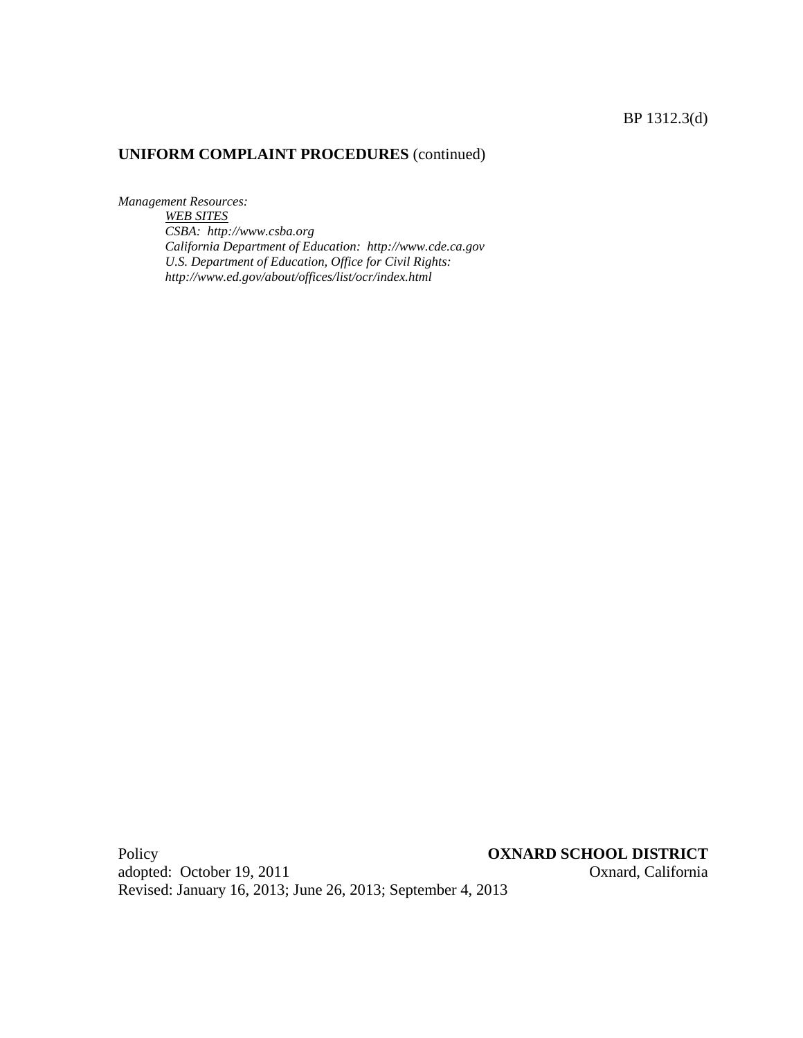**UNIFORM COMPLAINT PROCEDURES** (continued)

*Management Resources:*

*WEB SITES*

*CSBA: http://www.csba.org*

*California Department of Education: http://www.cde.ca.gov*

*U.S. Department of Education, Office for Civil Rights: http://www.ed.gov/about/offices/list/ocr/index.html*

Policy
adopted: October 19, 2011
Revised: January 16, 2013; June 26, 2013; September 4, 2013

**OXNARD SCHOOL DISTRICT**
Oxnard, California